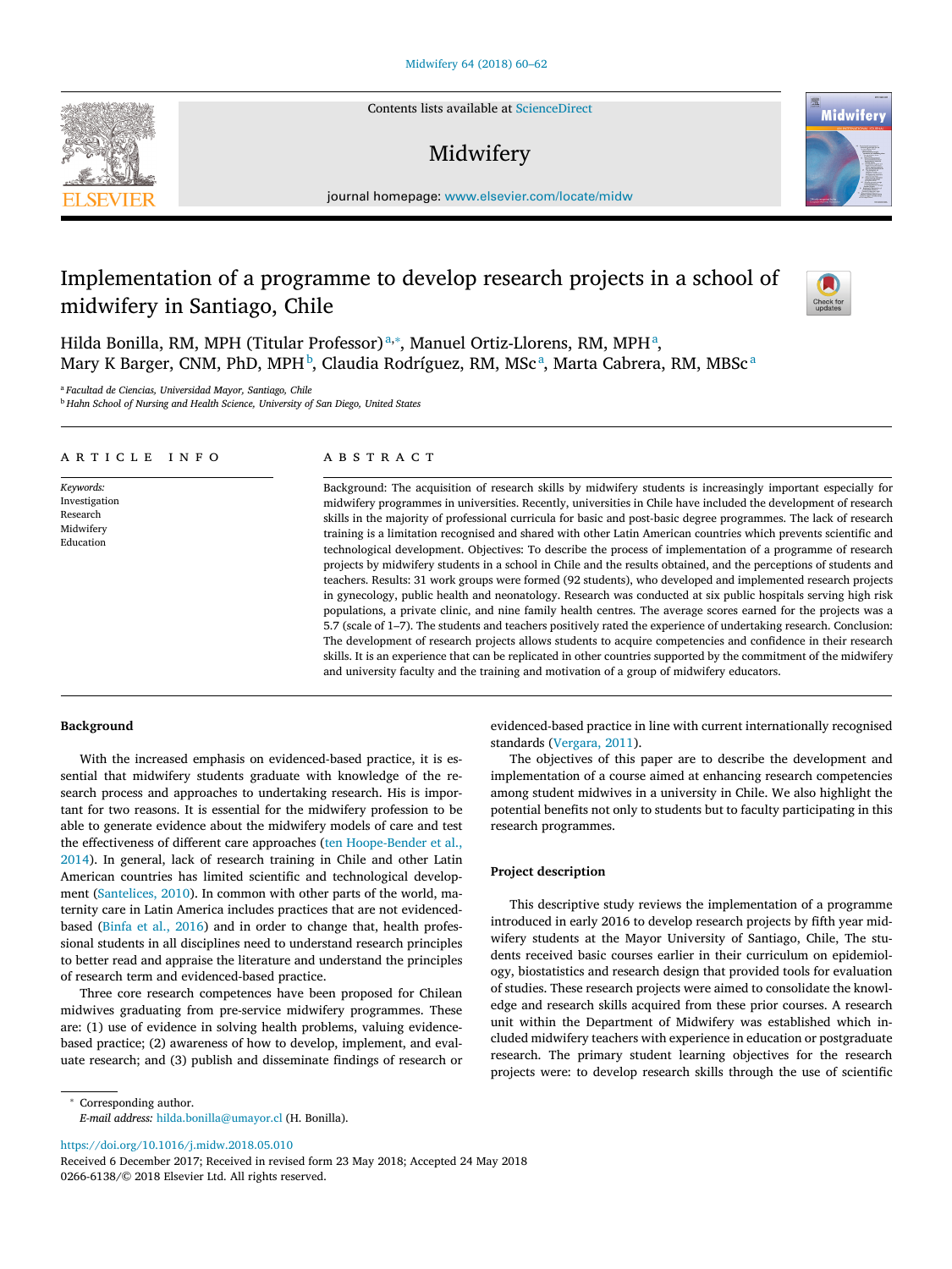# Implementation of a programme to develop research projects in a school of midwifery in Santiago, Chile

Hilda Bonilla, RM, MPH (Titular Professor)[a,*], Manuel Ortiz-Llorens, RM, MPH[a], Mary K Barger, CNM, PhD, MPH[b], Claudia Rodríguez, RM, MSc[a], Marta Cabrera, RM, MBSc[a]

[a] *Facultad de Ciencias, Universidad Mayor, Santiago, Chile*
[b] *Hahn School of Nursing and Health Science, University of San Diego, United States*

## ARTICLE INFO

*Keywords:*
Investigation
Research
Midwifery
Education

## ABSTRACT

Background: The acquisition of research skills by midwifery students is increasingly important especially for midwifery programmes in universities. Recently, universities in Chile have included the development of research skills in the majority of professional curricula for basic and post-basic degree programmes. The lack of research training is a limitation recognised and shared with other Latin American countries which prevents scientific and technological development. Objectives: To describe the process of implementation of a programme of research projects by midwifery students in a school in Chile and the results obtained, and the perceptions of students and teachers. Results: 31 work groups were formed (92 students), who developed and implemented research projects in gynecology, public health and neonatology. Research was conducted at six public hospitals serving high risk populations, a private clinic, and nine family health centres. The average scores earned for the projects was a 5.7 (scale of 1–7). The students and teachers positively rated the experience of undertaking research. Conclusion: The development of research projects allows students to acquire competencies and confidence in their research skills. It is an experience that can be replicated in other countries supported by the commitment of the midwifery and university faculty and the training and motivation of a group of midwifery educators.

## Background

With the increased emphasis on evidenced-based practice, it is essential that midwifery students graduate with knowledge of the research process and approaches to undertaking research. His is important for two reasons. It is essential for the midwifery profession to be able to generate evidence about the midwifery models of care and test the effectiveness of different care approaches (ten Hoope-Bender et al., 2014). In general, lack of research training in Chile and other Latin American countries has limited scientific and technological development (Santelices, 2010). In common with other parts of the world, maternity care in Latin America includes practices that are not evidenced-based (Binfa et al., 2016) and in order to change that, health professional students in all disciplines need to understand research principles to better read and appraise the literature and understand the principles of research term and evidenced-based practice.

Three core research competences have been proposed for Chilean midwives graduating from pre-service midwifery programmes. These are: (1) use of evidence in solving health problems, valuing evidence-based practice; (2) awareness of how to develop, implement, and evaluate research; and (3) publish and disseminate findings of research or evidenced-based practice in line with current internationally recognised standards (Vergara, 2011).

The objectives of this paper are to describe the development and implementation of a course aimed at enhancing research competencies among student midwives in a university in Chile. We also highlight the potential benefits not only to students but to faculty participating in this research programmes.

## Project description

This descriptive study reviews the implementation of a programme introduced in early 2016 to develop research projects by fifth year midwifery students at the Mayor University of Santiago, Chile, The students received basic courses earlier in their curriculum on epidemiology, biostatistics and research design that provided tools for evaluation of studies. These research projects were aimed to consolidate the knowledge and research skills acquired from these prior courses. A research unit within the Department of Midwifery was established which included midwifery teachers with experience in education or postgraduate research. The primary student learning objectives for the research projects were: to develop research skills through the use of scientific

\* Corresponding author.
*E-mail address:* hilda.bonilla@umayor.cl (H. Bonilla).

https://doi.org/10.1016/j.midw.2018.05.010
Received 6 December 2017; Received in revised form 23 May 2018; Accepted 24 May 2018
0266-6138/© 2018 Elsevier Ltd. All rights reserved.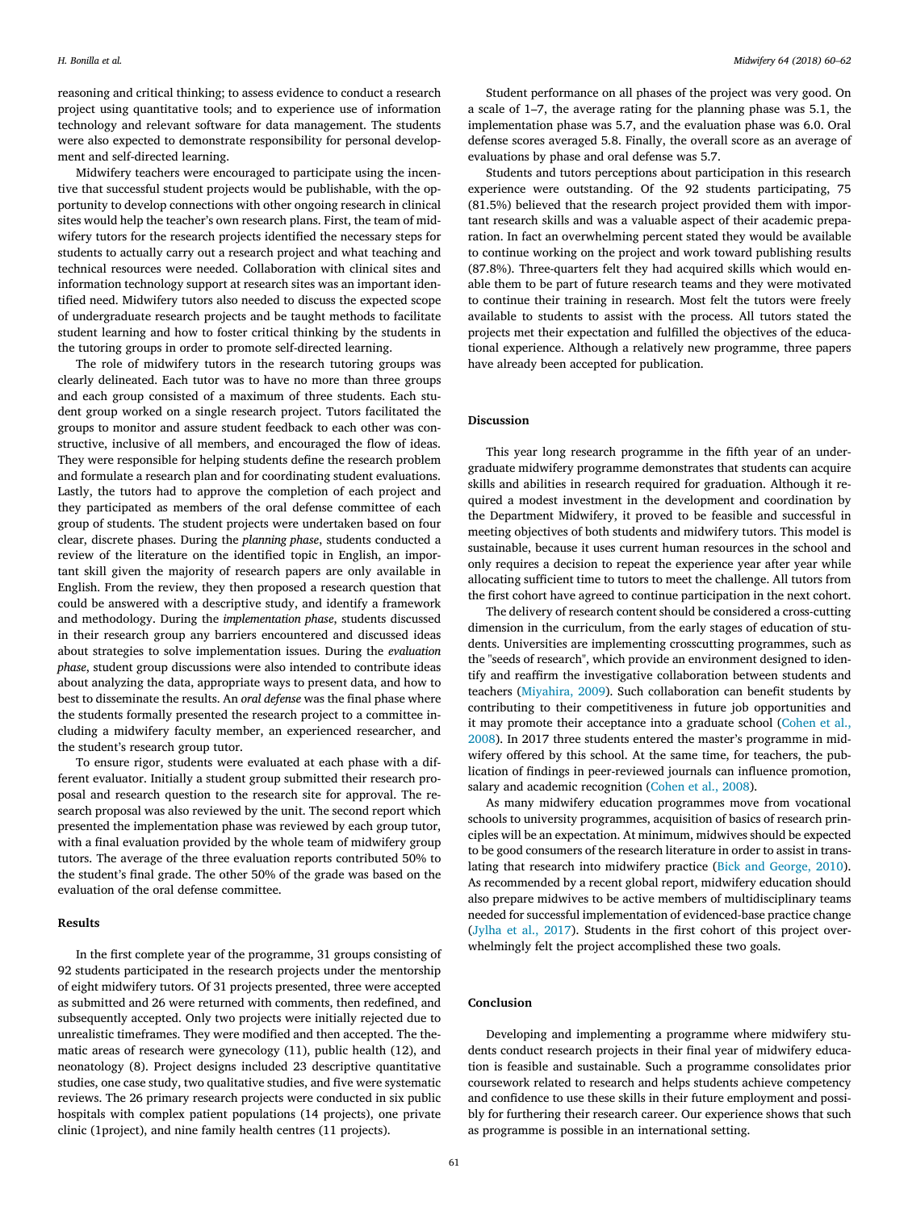reasoning and critical thinking; to assess evidence to conduct a research project using quantitative tools; and to experience use of information technology and relevant software for data management. The students were also expected to demonstrate responsibility for personal development and self-directed learning.

Midwifery teachers were encouraged to participate using the incentive that successful student projects would be publishable, with the opportunity to develop connections with other ongoing research in clinical sites would help the teacher's own research plans. First, the team of midwifery tutors for the research projects identified the necessary steps for students to actually carry out a research project and what teaching and technical resources were needed. Collaboration with clinical sites and information technology support at research sites was an important identified need. Midwifery tutors also needed to discuss the expected scope of undergraduate research projects and be taught methods to facilitate student learning and how to foster critical thinking by the students in the tutoring groups in order to promote self-directed learning.

The role of midwifery tutors in the research tutoring groups was clearly delineated. Each tutor was to have no more than three groups and each group consisted of a maximum of three students. Each student group worked on a single research project. Tutors facilitated the groups to monitor and assure student feedback to each other was constructive, inclusive of all members, and encouraged the flow of ideas. They were responsible for helping students define the research problem and formulate a research plan and for coordinating student evaluations. Lastly, the tutors had to approve the completion of each project and they participated as members of the oral defense committee of each group of students. The student projects were undertaken based on four clear, discrete phases. During the *planning phase*, students conducted a review of the literature on the identified topic in English, an important skill given the majority of research papers are only available in English. From the review, they then proposed a research question that could be answered with a descriptive study, and identify a framework and methodology. During the *implementation phase*, students discussed in their research group any barriers encountered and discussed ideas about strategies to solve implementation issues. During the *evaluation phase*, student group discussions were also intended to contribute ideas about analyzing the data, appropriate ways to present data, and how to best to disseminate the results. An *oral defense* was the final phase where the students formally presented the research project to a committee including a midwifery faculty member, an experienced researcher, and the student's research group tutor.

To ensure rigor, students were evaluated at each phase with a different evaluator. Initially a student group submitted their research proposal and research question to the research site for approval. The research proposal was also reviewed by the unit. The second report which presented the implementation phase was reviewed by each group tutor, with a final evaluation provided by the whole team of midwifery group tutors. The average of the three evaluation reports contributed 50% to the student's final grade. The other 50% of the grade was based on the evaluation of the oral defense committee.

## Results

In the first complete year of the programme, 31 groups consisting of 92 students participated in the research projects under the mentorship of eight midwifery tutors. Of 31 projects presented, three were accepted as submitted and 26 were returned with comments, then redefined, and subsequently accepted. Only two projects were initially rejected due to unrealistic timeframes. They were modified and then accepted. The thematic areas of research were gynecology (11), public health (12), and neonatology (8). Project designs included 23 descriptive quantitative studies, one case study, two qualitative studies, and five were systematic reviews. The 26 primary research projects were conducted in six public hospitals with complex patient populations (14 projects), one private clinic (1project), and nine family health centres (11 projects).

Student performance on all phases of the project was very good. On a scale of 1–7, the average rating for the planning phase was 5.1, the implementation phase was 5.7, and the evaluation phase was 6.0. Oral defense scores averaged 5.8. Finally, the overall score as an average of evaluations by phase and oral defense was 5.7.

Students and tutors perceptions about participation in this research experience were outstanding. Of the 92 students participating, 75 (81.5%) believed that the research project provided them with important research skills and was a valuable aspect of their academic preparation. In fact an overwhelming percent stated they would be available to continue working on the project and work toward publishing results (87.8%). Three-quarters felt they had acquired skills which would enable them to be part of future research teams and they were motivated to continue their training in research. Most felt the tutors were freely available to students to assist with the process. All tutors stated the projects met their expectation and fulfilled the objectives of the educational experience. Although a relatively new programme, three papers have already been accepted for publication.

## Discussion

This year long research programme in the fifth year of an undergraduate midwifery programme demonstrates that students can acquire skills and abilities in research required for graduation. Although it required a modest investment in the development and coordination by the Department Midwifery, it proved to be feasible and successful in meeting objectives of both students and midwifery tutors. This model is sustainable, because it uses current human resources in the school and only requires a decision to repeat the experience year after year while allocating sufficient time to tutors to meet the challenge. All tutors from the first cohort have agreed to continue participation in the next cohort.

The delivery of research content should be considered a cross-cutting dimension in the curriculum, from the early stages of education of students. Universities are implementing crosscutting programmes, such as the "seeds of research", which provide an environment designed to identify and reaffirm the investigative collaboration between students and teachers (Miyahira, 2009). Such collaboration can benefit students by contributing to their competitiveness in future job opportunities and it may promote their acceptance into a graduate school (Cohen et al., 2008). In 2017 three students entered the master's programme in midwifery offered by this school. At the same time, for teachers, the publication of findings in peer-reviewed journals can influence promotion, salary and academic recognition (Cohen et al., 2008).

As many midwifery education programmes move from vocational schools to university programmes, acquisition of basics of research principles will be an expectation. At minimum, midwives should be expected to be good consumers of the research literature in order to assist in translating that research into midwifery practice (Bick and George, 2010). As recommended by a recent global report, midwifery education should also prepare midwives to be active members of multidisciplinary teams needed for successful implementation of evidenced-base practice change (Jylha et al., 2017). Students in the first cohort of this project overwhelmingly felt the project accomplished these two goals.

## Conclusion

Developing and implementing a programme where midwifery students conduct research projects in their final year of midwifery education is feasible and sustainable. Such a programme consolidates prior coursework related to research and helps students achieve competency and confidence to use these skills in their future employment and possibly for furthering their research career. Our experience shows that such as programme is possible in an international setting.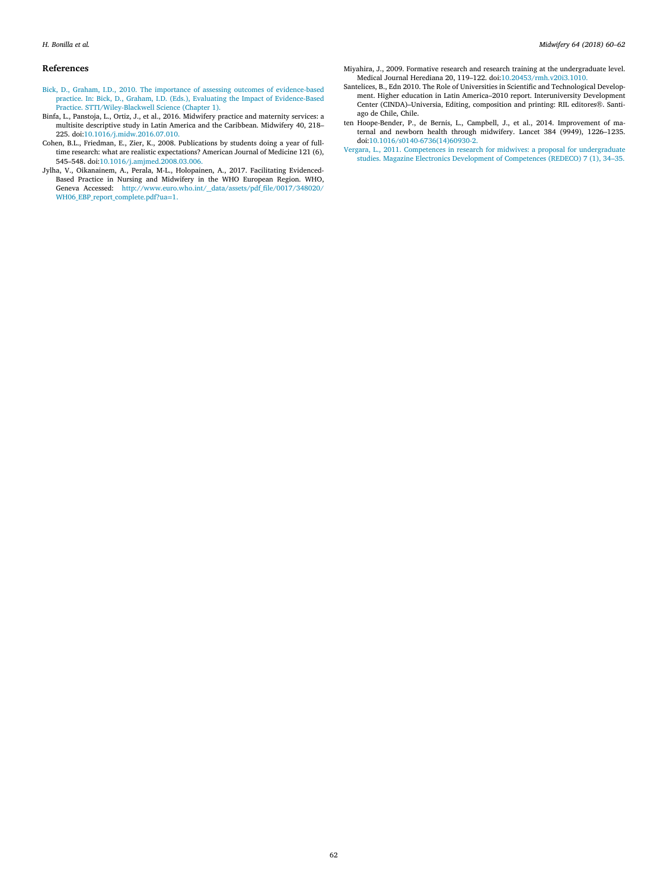## References

Bick, D., Graham, I.D., 2010. The importance of assessing outcomes of evidence-based practice. In: Bick, D., Graham, I.D. (Eds.), Evaluating the Impact of Evidence-Based Practice. STTI/Wiley-Blackwell Science (Chapter 1).

Binfa, L., Panstoja, L., Ortiz, J., et al., 2016. Midwifery practice and maternity services: a multisite descriptive study in Latin America and the Caribbean. Midwifery 40, 218–225. doi:10.1016/j.midw.2016.07.010.

Cohen, B.L., Friedman, E., Zier, K., 2008. Publications by students doing a year of full-time research: what are realistic expectations? American Journal of Medicine 121 (6), 545–548. doi:10.1016/j.amjmed.2008.03.006.

Jylha, V., Oikanainem, A., Perala, M-L., Holopainen, A., 2017. Facilitating Evidenced-Based Practice in Nursing and Midwifery in the WHO European Region. WHO, Geneva Accessed: http://www.euro.who.int/_data/assets/pdf_file/0017/348020/WH06_EBP_report_complete.pdf?ua=1.

Miyahira, J., 2009. Formative research and research training at the undergraduate level. Medical Journal Herediana 20, 119–122. doi:10.20453/rmh.v20i3.1010.

Santelices, B., Edn 2010. The Role of Universities in Scientific and Technological Development. Higher education in Latin America–2010 report. Interuniversity Development Center (CINDA)–Universia, Editing, composition and printing: RIL editores®. Santiago de Chile, Chile.

ten Hoope-Bender, P., de Bernis, L., Campbell, J., et al., 2014. Improvement of maternal and newborn health through midwifery. Lancet 384 (9949), 1226–1235. doi:10.1016/s0140-6736(14)60930-2.

Vergara, L., 2011. Competences in research for midwives: a proposal for undergraduate studies. Magazine Electronics Development of Competences (REDECO) 7 (1), 34–35.